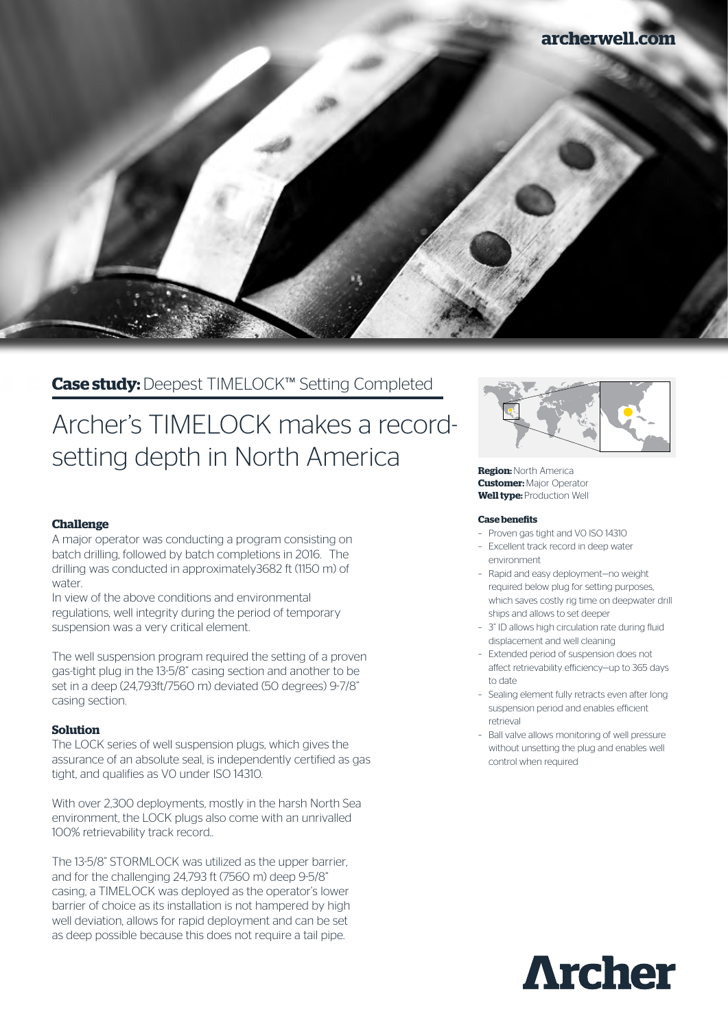## **Case study:** Deepest TIMELOCK™ Setting Completed

# Archer's TIMELOCK makes a record-setting depth in North America

### Challenge

A major operator was conducting a program consisting on batch drilling, followed by batch completions in 2016. The drilling was conducted in approximately3682 ft (1150 m) of water.

In view of the above conditions and environmental regulations, well integrity during the period of temporary suspension was a very critical element.

The well suspension program required the setting of a proven gas-tight plug in the 13-5/8" casing section and another to be set in a deep (24,793ft/7560 m) deviated (50 degrees) 9-7/8" casing section.

### Solution

The LOCK series of well suspension plugs, which gives the assurance of an absolute seal, is independently certified as gas tight, and qualifies as V0 under ISO 14310.

With over 2,300 deployments, mostly in the harsh North Sea environment, the LOCK plugs also come with an unrivalled 100% retrievability track record..

The 13-5/8" STORMLOCK was utilized as the upper barrier, and for the challenging 24,793 ft (7560 m) deep 9-5/8" casing, a TIMELOCK was deployed as the operator's lower barrier of choice as its installation is not hampered by high well deviation, allows for rapid deployment and can be set as deep possible because this does not require a tail pipe.

**Region:** North America
**Customer:** Major Operator
**Well type:** Production Well

**Case benefits**

- Proven gas tight and V0 ISO 14310
- Excellent track record in deep water environment
- Rapid and easy deployment—no weight required below plug for setting purposes, which saves costly rig time on deepwater drill ships and allows to set deeper
- 3" ID allows high circulation rate during fluid displacement and well cleaning
- Extended period of suspension does not affect retrievability efficiency—up to 365 days to date
- Sealing element fully retracts even after long suspension period and enables efficient retrieval
- Ball valve allows monitoring of well pressure without unsetting the plug and enables well control when required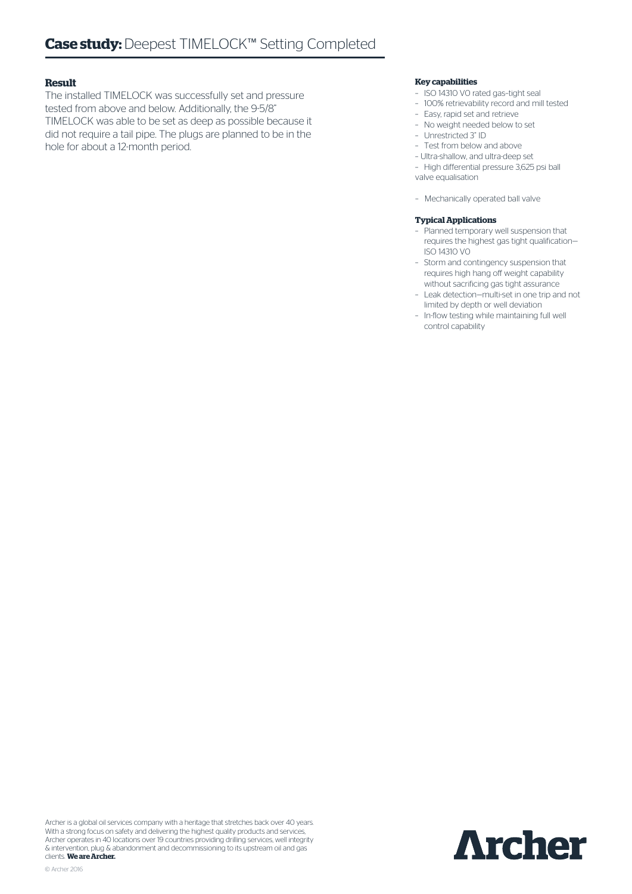## **Case study:** Deepest TIMELOCK™ Setting Completed

### Result

The installed TIMELOCK was successfully set and pressure tested from above and below. Additionally, the 9-5/8" TIMELOCK was able to be set as deep as possible because it did not require a tail pipe. The plugs are planned to be in the hole for about a 12-month period.

#### Key capabilities

- ISO 14310 V0 rated gas-tight seal
- 100% retrievability record and mill tested
- Easy, rapid set and retrieve
- No weight needed below to set
- Unrestricted 3" ID
- Test from below and above
- Ultra-shallow, and ultra-deep set
- High differential pressure 3,625 psi ball valve equalisation
- Mechanically operated ball valve

#### Typical Applications

- Planned temporary well suspension that requires the highest gas tight qualification—ISO 14310 V0
- Storm and contingency suspension that requires high hang off weight capability without sacrificing gas tight assurance
- Leak detection—multi-set in one trip and not limited by depth or well deviation
- In-flow testing while maintaining full well control capability

Archer is a global oil services company with a heritage that stretches back over 40 years. With a strong focus on safety and delivering the highest quality products and services, Archer operates in 40 locations over 19 countries providing drilling services, well integrity & intervention, plug & abandonment and decommissioning to its upstream oil and gas clients. **We are Archer.**

**Archer**

© Archer 2016